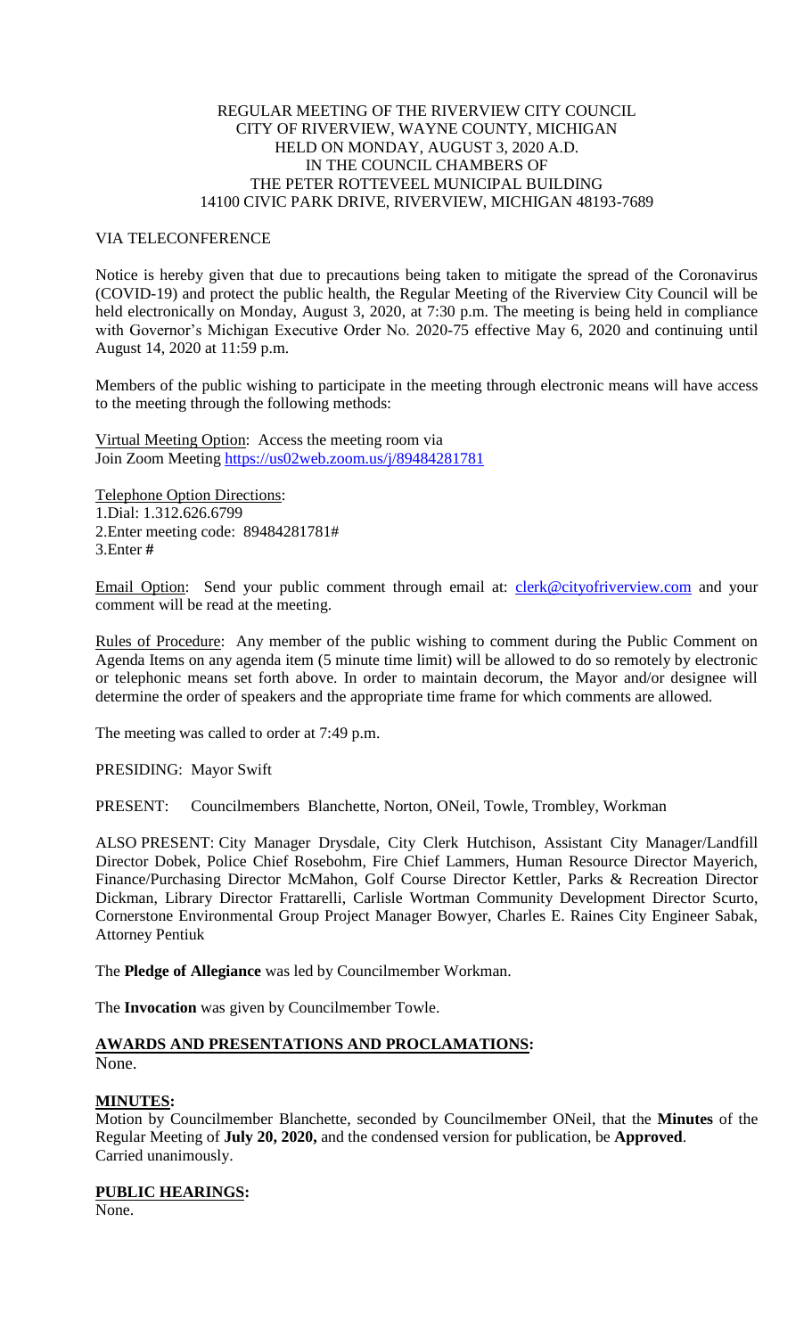REGULAR MEETING OF THE RIVERVIEW CITY COUNCIL
CITY OF RIVERVIEW, WAYNE COUNTY, MICHIGAN
HELD ON MONDAY, AUGUST 3, 2020 A.D.
IN THE COUNCIL CHAMBERS OF
THE PETER ROTTEVEEL MUNICIPAL BUILDING
14100 CIVIC PARK DRIVE, RIVERVIEW, MICHIGAN 48193-7689

VIA TELECONFERENCE

Notice is hereby given that due to precautions being taken to mitigate the spread of the Coronavirus (COVID-19) and protect the public health, the Regular Meeting of the Riverview City Council will be held electronically on Monday, August 3, 2020, at 7:30 p.m. The meeting is being held in compliance with Governor's Michigan Executive Order No. 2020-75 effective May 6, 2020 and continuing until August 14, 2020 at 11:59 p.m.

Members of the public wishing to participate in the meeting through electronic means will have access to the meeting through the following methods:

Virtual Meeting Option: Access the meeting room via
Join Zoom Meeting https://us02web.zoom.us/j/89484281781

Telephone Option Directions:
1.Dial: 1.312.626.6799
2.Enter meeting code: 89484281781#
3.Enter **#**

Email Option: Send your public comment through email at: clerk@cityofriverview.com and your comment will be read at the meeting.

Rules of Procedure: Any member of the public wishing to comment during the Public Comment on Agenda Items on any agenda item (5 minute time limit) will be allowed to do so remotely by electronic or telephonic means set forth above. In order to maintain decorum, the Mayor and/or designee will determine the order of speakers and the appropriate time frame for which comments are allowed.

The meeting was called to order at 7:49 p.m.

PRESIDING: Mayor Swift

PRESENT: Councilmembers Blanchette, Norton, ONeil, Towle, Trombley, Workman

ALSO PRESENT: City Manager Drysdale, City Clerk Hutchison, Assistant City Manager/Landfill Director Dobek, Police Chief Rosebohm, Fire Chief Lammers, Human Resource Director Mayerich, Finance/Purchasing Director McMahon, Golf Course Director Kettler, Parks & Recreation Director Dickman, Library Director Frattarelli, Carlisle Wortman Community Development Director Scurto, Cornerstone Environmental Group Project Manager Bowyer, Charles E. Raines City Engineer Sabak, Attorney Pentiuk

The **Pledge of Allegiance** was led by Councilmember Workman.

The **Invocation** was given by Councilmember Towle.

**AWARDS AND PRESENTATIONS AND PROCLAMATIONS:**
None.

**MINUTES:**
Motion by Councilmember Blanchette, seconded by Councilmember ONeil, that the **Minutes** of the Regular Meeting of **July 20, 2020,** and the condensed version for publication, be **Approved**.
Carried unanimously.

**PUBLIC HEARINGS:**
None.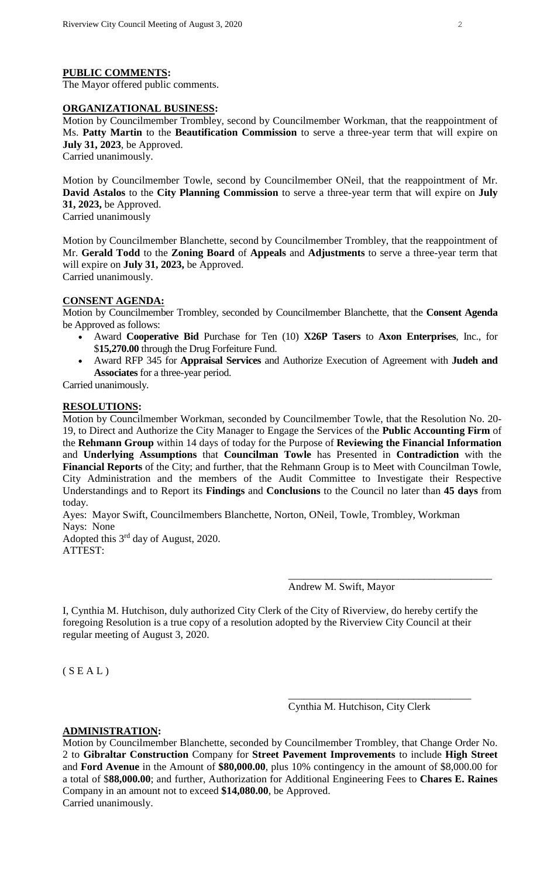**PUBLIC COMMENTS:**

The Mayor offered public comments.

**ORGANIZATIONAL BUSINESS:**

Motion by Councilmember Trombley, second by Councilmember Workman, that the reappointment of Ms. **Patty Martin** to the **Beautification Commission** to serve a three-year term that will expire on **July 31, 2023**, be Approved.
Carried unanimously.

Motion by Councilmember Towle, second by Councilmember ONeil, that the reappointment of Mr. **David Astalos** to the **City Planning Commission** to serve a three-year term that will expire on **July 31, 2023,** be Approved.
Carried unanimously

Motion by Councilmember Blanchette, second by Councilmember Trombley, that the reappointment of Mr. **Gerald Todd** to the **Zoning Board** of **Appeals** and **Adjustments** to serve a three-year term that will expire on **July 31, 2023,** be Approved.
Carried unanimously.

**CONSENT AGENDA:**

Motion by Councilmember Trombley, seconded by Councilmember Blanchette, that the **Consent Agenda** be Approved as follows:

- Award **Cooperative Bid** Purchase for Ten (10) **X26P Tasers** to **Axon Enterprises**, Inc., for $**15,270.00** through the Drug Forfeiture Fund.
- Award RFP 345 for **Appraisal Services** and Authorize Execution of Agreement with **Judeh and Associates** for a three-year period.

Carried unanimously.

**RESOLUTIONS:**

Motion by Councilmember Workman, seconded by Councilmember Towle, that the Resolution No. 20-19, to Direct and Authorize the City Manager to Engage the Services of the **Public Accounting Firm** of the **Rehmann Group** within 14 days of today for the Purpose of **Reviewing the Financial Information** and **Underlying Assumptions** that **Councilman Towle** has Presented in **Contradiction** with the **Financial Reports** of the City; and further, that the Rehmann Group is to Meet with Councilman Towle, City Administration and the members of the Audit Committee to Investigate their Respective Understandings and to Report its **Findings** and **Conclusions** to the Council no later than **45 days** from today.

Ayes: Mayor Swift, Councilmembers Blanchette, Norton, ONeil, Towle, Trombley, Workman
Nays: None
Adopted this 3rd day of August, 2020.
ATTEST:

\_\_\_\_\_\_\_\_\_\_\_\_\_\_\_\_\_\_\_\_\_\_\_\_\_\_\_\_\_\_\_\_\_\_\_\_\_\_
Andrew M. Swift, Mayor

I, Cynthia M. Hutchison, duly authorized City Clerk of the City of Riverview, do hereby certify the foregoing Resolution is a true copy of a resolution adopted by the Riverview City Council at their regular meeting of August 3, 2020.

( S E A L )

\_\_\_\_\_\_\_\_\_\_\_\_\_\_\_\_\_\_\_\_\_\_\_\_\_\_\_\_\_\_\_\_\_\_\_\_
Cynthia M. Hutchison, City Clerk

**ADMINISTRATION:**

Motion by Councilmember Blanchette, seconded by Councilmember Trombley, that Change Order No. 2 to **Gibraltar Construction** Company for **Street Pavement Improvements** to include **High Street** and **Ford Avenue** in the Amount of **$80,000.00**, plus 10% contingency in the amount of $8,000.00 for a total of $**88,000.00**; and further, Authorization for Additional Engineering Fees to **Chares E. Raines** Company in an amount not to exceed **$14,080.00**, be Approved.
Carried unanimously.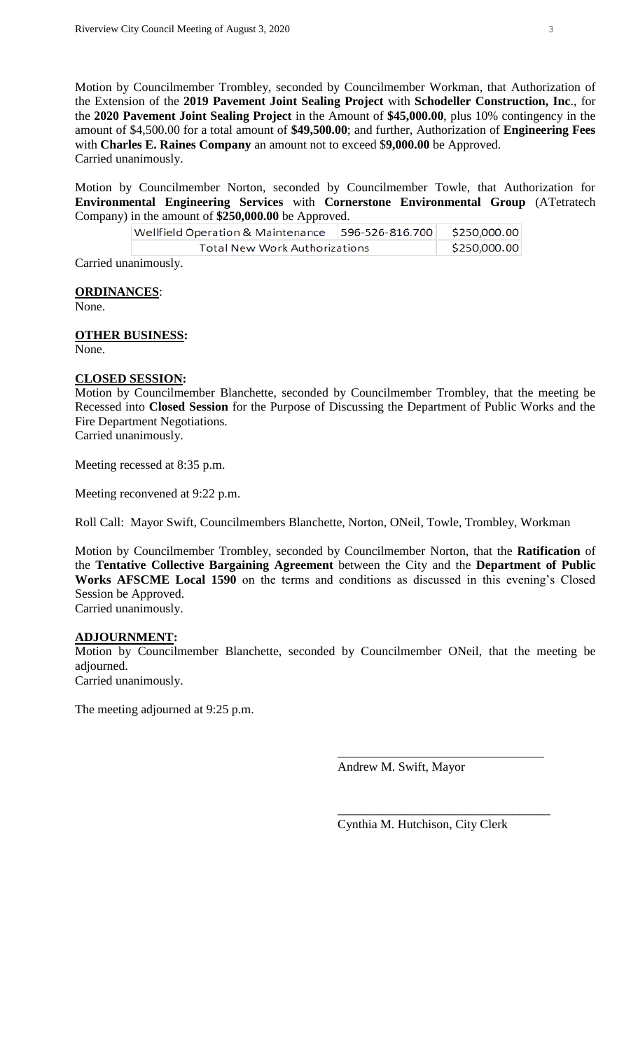Motion by Councilmember Trombley, seconded by Councilmember Workman, that Authorization of the Extension of the **2019 Pavement Joint Sealing Project** with **Schodeller Construction, Inc**., for the **2020 Pavement Joint Sealing Project** in the Amount of **$45,000.00**, plus 10% contingency in the amount of $4,500.00 for a total amount of **$49,500.00**; and further, Authorization of **Engineering Fees** with **Charles E. Raines Company** an amount not to exceed $**9,000.00** be Approved.
Carried unanimously.

Motion by Councilmember Norton, seconded by Councilmember Towle, that Authorization for **Environmental Engineering Services** with **Cornerstone Environmental Group** (ATetratech Company) in the amount of **$250,000.00** be Approved.

| | | |
|---|---|---|
| Wellfield Operation & Maintenance | 596-526-816.700 | $250,000.00 |
| Total New Work Authorizations | | $250,000.00 |

Carried unanimously.

**ORDINANCES**:
None.

**OTHER BUSINESS:**
None.

**CLOSED SESSION:**
Motion by Councilmember Blanchette, seconded by Councilmember Trombley, that the meeting be Recessed into **Closed Session** for the Purpose of Discussing the Department of Public Works and the Fire Department Negotiations.
Carried unanimously.

Meeting recessed at 8:35 p.m.

Meeting reconvened at 9:22 p.m.

Roll Call: Mayor Swift, Councilmembers Blanchette, Norton, ONeil, Towle, Trombley, Workman

Motion by Councilmember Trombley, seconded by Councilmember Norton, that the **Ratification** of the **Tentative Collective Bargaining Agreement** between the City and the **Department of Public Works AFSCME Local 1590** on the terms and conditions as discussed in this evening's Closed Session be Approved.
Carried unanimously.

**ADJOURNMENT:**
Motion by Councilmember Blanchette, seconded by Councilmember ONeil, that the meeting be adjourned.
Carried unanimously.

The meeting adjourned at 9:25 p.m.

\_\_\_\_\_\_\_\_\_\_\_\_\_\_\_\_\_\_\_\_\_\_\_\_\_\_\_\_\_\_\_\_
Andrew M. Swift, Mayor

\_\_\_\_\_\_\_\_\_\_\_\_\_\_\_\_\_\_\_\_\_\_\_\_\_\_\_\_\_\_\_\_
Cynthia M. Hutchison, City Clerk